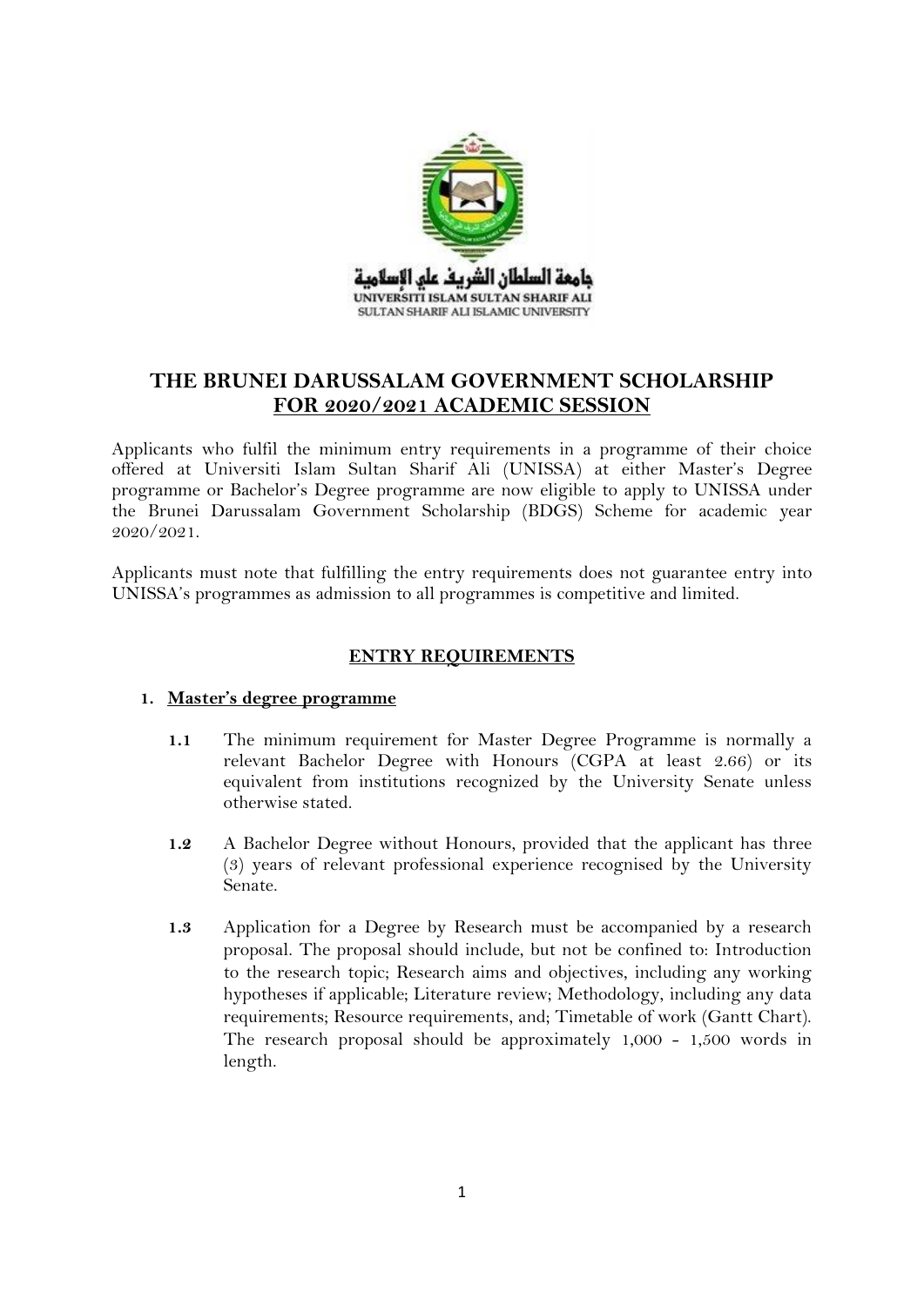جامعة السلطان الشريف علي الإسلامية
UNIVERSITI ISLAM SULTAN SHARIF ALI
SULTAN SHARIF ALI ISLAMIC UNIVERSITY

# THE BRUNEI DARUSSALAM GOVERNMENT SCHOLARSHIP FOR 2020/2021 ACADEMIC SESSION

Applicants who fulfil the minimum entry requirements in a programme of their choice offered at Universiti Islam Sultan Sharif Ali (UNISSA) at either Master's Degree programme or Bachelor's Degree programme are now eligible to apply to UNISSA under the Brunei Darussalam Government Scholarship (BDGS) Scheme for academic year 2020/2021.

Applicants must note that fulfilling the entry requirements does not guarantee entry into UNISSA's programmes as admission to all programmes is competitive and limited.

## ENTRY REQUIREMENTS

### 1. Master's degree programme

**1.1** The minimum requirement for Master Degree Programme is normally a relevant Bachelor Degree with Honours (CGPA at least 2.66) or its equivalent from institutions recognized by the University Senate unless otherwise stated.

**1.2** A Bachelor Degree without Honours, provided that the applicant has three (3) years of relevant professional experience recognised by the University Senate.

**1.3** Application for a Degree by Research must be accompanied by a research proposal. The proposal should include, but not be confined to: Introduction to the research topic; Research aims and objectives, including any working hypotheses if applicable; Literature review; Methodology, including any data requirements; Resource requirements, and; Timetable of work (Gantt Chart). The research proposal should be approximately 1,000 - 1,500 words in length.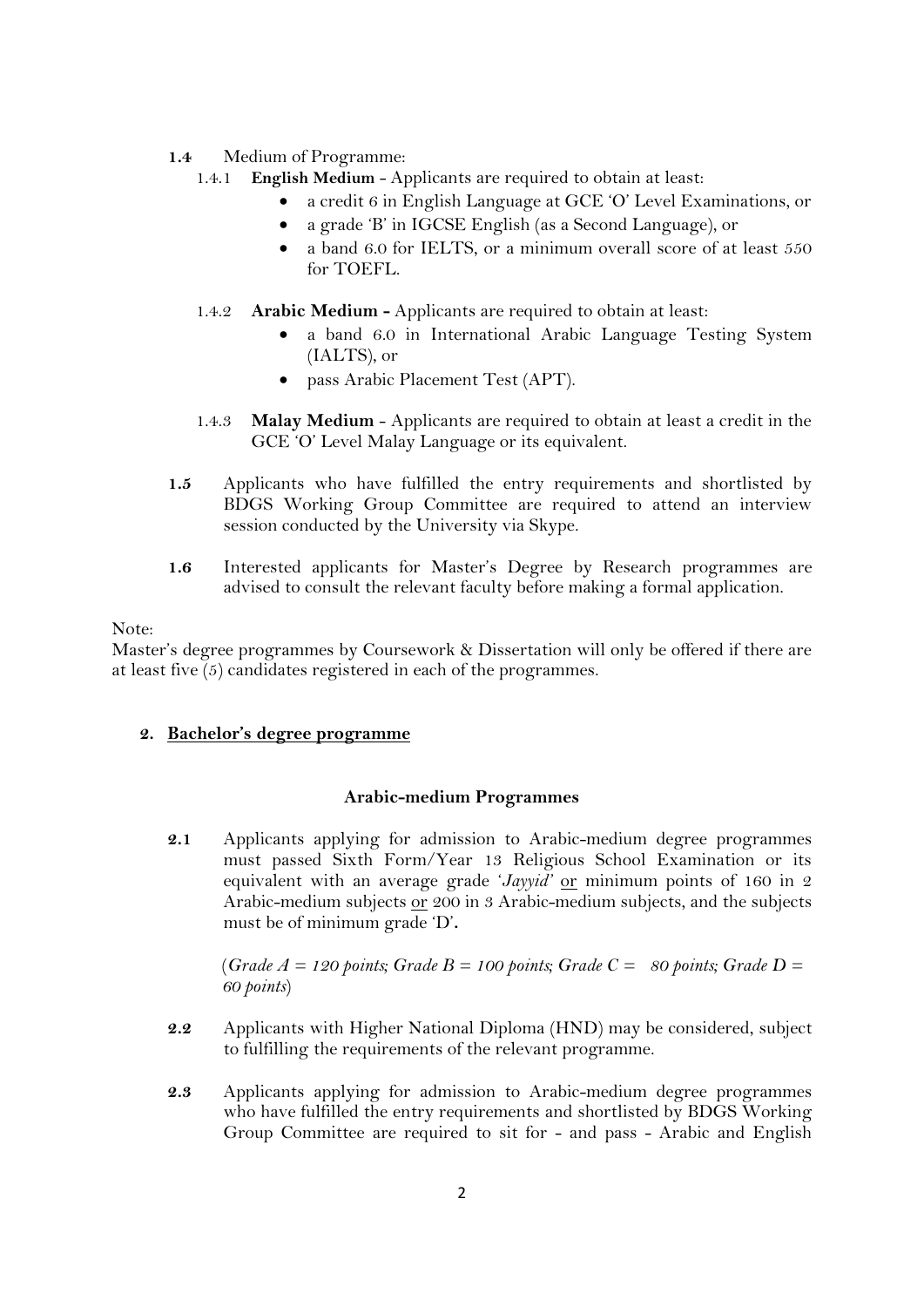**1.4** Medium of Programme:

1.4.1 **English Medium** - Applicants are required to obtain at least:

- a credit 6 in English Language at GCE 'O' Level Examinations, or
- a grade 'B' in IGCSE English (as a Second Language), or
- a band 6.0 for IELTS, or a minimum overall score of at least 550 for TOEFL.

1.4.2 **Arabic Medium -** Applicants are required to obtain at least:

- a band 6.0 in International Arabic Language Testing System (IALTS), or
- pass Arabic Placement Test (APT).

1.4.3 **Malay Medium** - Applicants are required to obtain at least a credit in the GCE 'O' Level Malay Language or its equivalent.

**1.5** Applicants who have fulfilled the entry requirements and shortlisted by BDGS Working Group Committee are required to attend an interview session conducted by the University via Skype.

**1.6** Interested applicants for Master's Degree by Research programmes are advised to consult the relevant faculty before making a formal application.

Note:
Master's degree programmes by Coursework & Dissertation will only be offered if there are at least five (5) candidates registered in each of the programmes.

## 2. Bachelor's degree programme

### Arabic-medium Programmes

**2.1** Applicants applying for admission to Arabic-medium degree programmes must passed Sixth Form/Year 13 Religious School Examination or its equivalent with an average grade '*Jayyid*' or minimum points of 160 in 2 Arabic-medium subjects or 200 in 3 Arabic-medium subjects, and the subjects must be of minimum grade 'D'**.**

(*Grade A = 120 points; Grade B = 100 points; Grade C = 80 points; Grade D = 60 points*)

**2.2** Applicants with Higher National Diploma (HND) may be considered, subject to fulfilling the requirements of the relevant programme.

**2.3** Applicants applying for admission to Arabic-medium degree programmes who have fulfilled the entry requirements and shortlisted by BDGS Working Group Committee are required to sit for - and pass - Arabic and English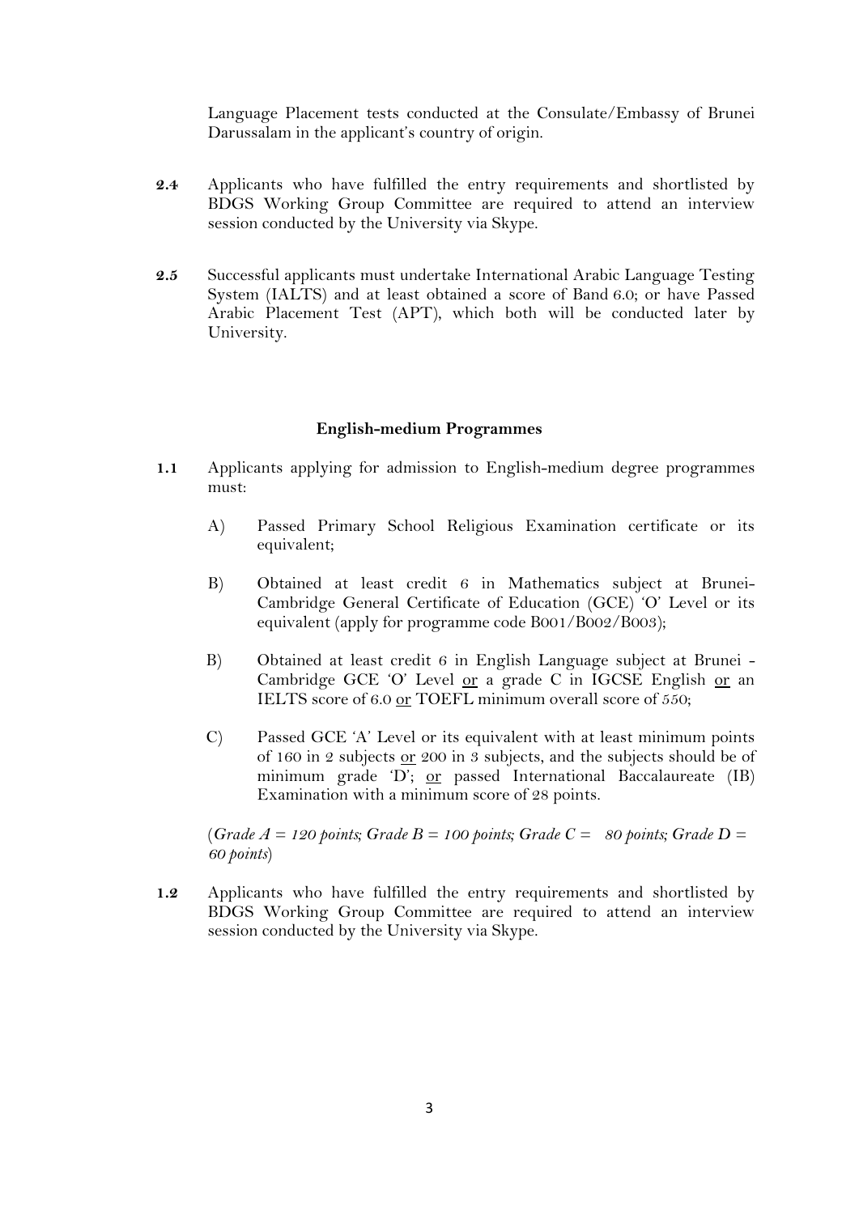Language Placement tests conducted at the Consulate/Embassy of Brunei Darussalam in the applicant's country of origin.

**2.4** Applicants who have fulfilled the entry requirements and shortlisted by BDGS Working Group Committee are required to attend an interview session conducted by the University via Skype.

**2.5** Successful applicants must undertake International Arabic Language Testing System (IALTS) and at least obtained a score of Band 6.0; or have Passed Arabic Placement Test (APT), which both will be conducted later by University.

### English-medium Programmes

**1.1** Applicants applying for admission to English-medium degree programmes must:

A) Passed Primary School Religious Examination certificate or its equivalent;

B) Obtained at least credit 6 in Mathematics subject at Brunei-Cambridge General Certificate of Education (GCE) 'O' Level or its equivalent (apply for programme code B001/B002/B003);

B) Obtained at least credit 6 in English Language subject at Brunei - Cambridge GCE 'O' Level <u>or</u> a grade C in IGCSE English <u>or</u> an IELTS score of 6.0 <u>or</u> TOEFL minimum overall score of 550;

C) Passed GCE 'A' Level or its equivalent with at least minimum points of 160 in 2 subjects <u>or</u> 200 in 3 subjects, and the subjects should be of minimum grade 'D'; <u>or</u> passed International Baccalaureate (IB) Examination with a minimum score of 28 points.

(*Grade A = 120 points; Grade B = 100 points; Grade C = 80 points; Grade D = 60 points*)

**1.2** Applicants who have fulfilled the entry requirements and shortlisted by BDGS Working Group Committee are required to attend an interview session conducted by the University via Skype.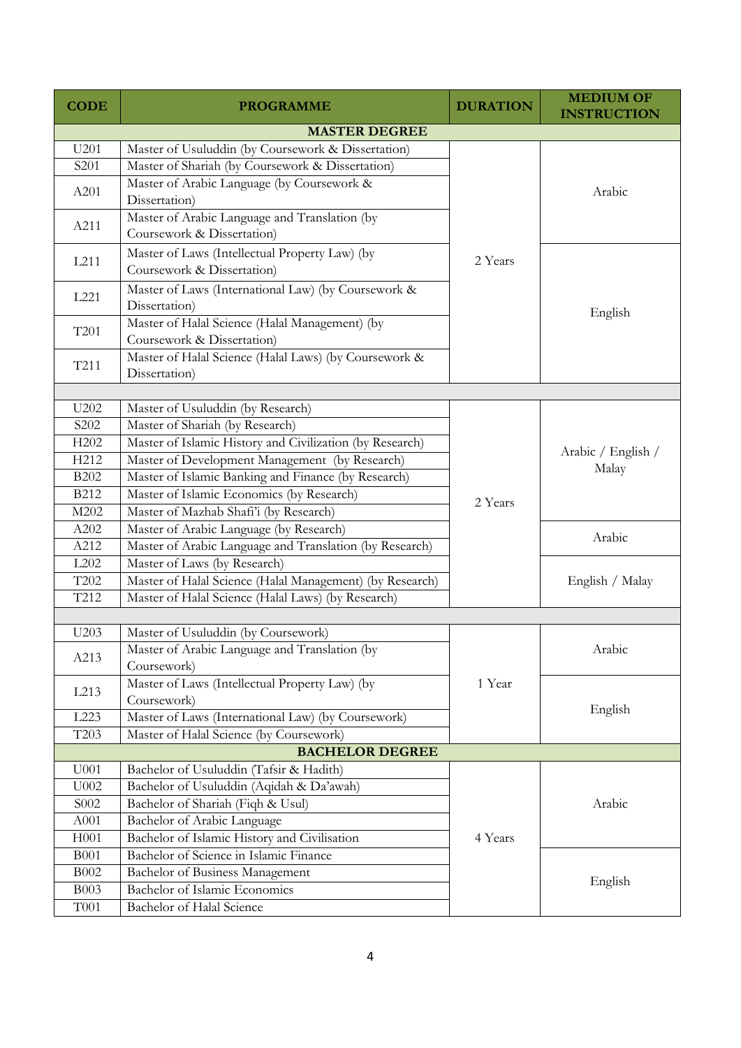| CODE | PROGRAMME | DURATION | MEDIUM OF INSTRUCTION |
|---|---|---|---|
| **MASTER DEGREE** | | | |
| U201 | Master of Usuluddin (by Coursework & Dissertation) | 2 Years | Arabic |
| S201 | Master of Shariah (by Coursework & Dissertation) | | |
| A201 | Master of Arabic Language (by Coursework & Dissertation) | | |
| A211 | Master of Arabic Language and Translation (by Coursework & Dissertation) | | |
| L211 | Master of Laws (Intellectual Property Law) (by Coursework & Dissertation) | | English |
| L221 | Master of Laws (International Law) (by Coursework & Dissertation) | | |
| T201 | Master of Halal Science (Halal Management) (by Coursework & Dissertation) | | |
| T211 | Master of Halal Science (Halal Laws) (by Coursework & Dissertation) | | |
| | | | |
| U202 | Master of Usuluddin (by Research) | 2 Years | Arabic / English / Malay |
| S202 | Master of Shariah (by Research) | | |
| H202 | Master of Islamic History and Civilization (by Research) | | |
| H212 | Master of Development Management (by Research) | | |
| B202 | Master of Islamic Banking and Finance (by Research) | | |
| B212 | Master of Islamic Economics (by Research) | | |
| M202 | Master of Mazhab Shafi'i (by Research) | | |
| A202 | Master of Arabic Language (by Research) | | Arabic |
| A212 | Master of Arabic Language and Translation (by Research) | | |
| L202 | Master of Laws (by Research) | | English / Malay |
| T202 | Master of Halal Science (Halal Management) (by Research) | | |
| T212 | Master of Halal Science (Halal Laws) (by Research) | | |
| | | | |
| U203 | Master of Usuluddin (by Coursework) | 1 Year | Arabic |
| A213 | Master of Arabic Language and Translation (by Coursework) | | |
| L213 | Master of Laws (Intellectual Property Law) (by Coursework) | | English |
| L223 | Master of Laws (International Law) (by Coursework) | | |
| T203 | Master of Halal Science (by Coursework) | | |
| **BACHELOR DEGREE** | | | |
| U001 | Bachelor of Usuluddin (Tafsir & Hadith) | 4 Years | Arabic |
| U002 | Bachelor of Usuluddin (Aqidah & Da'awah) | | |
| S002 | Bachelor of Shariah (Fiqh & Usul) | | |
| A001 | Bachelor of Arabic Language | | |
| H001 | Bachelor of Islamic History and Civilisation | | |
| B001 | Bachelor of Science in Islamic Finance | | English |
| B002 | Bachelor of Business Management | | |
| B003 | Bachelor of Islamic Economics | | |
| T001 | Bachelor of Halal Science | | |